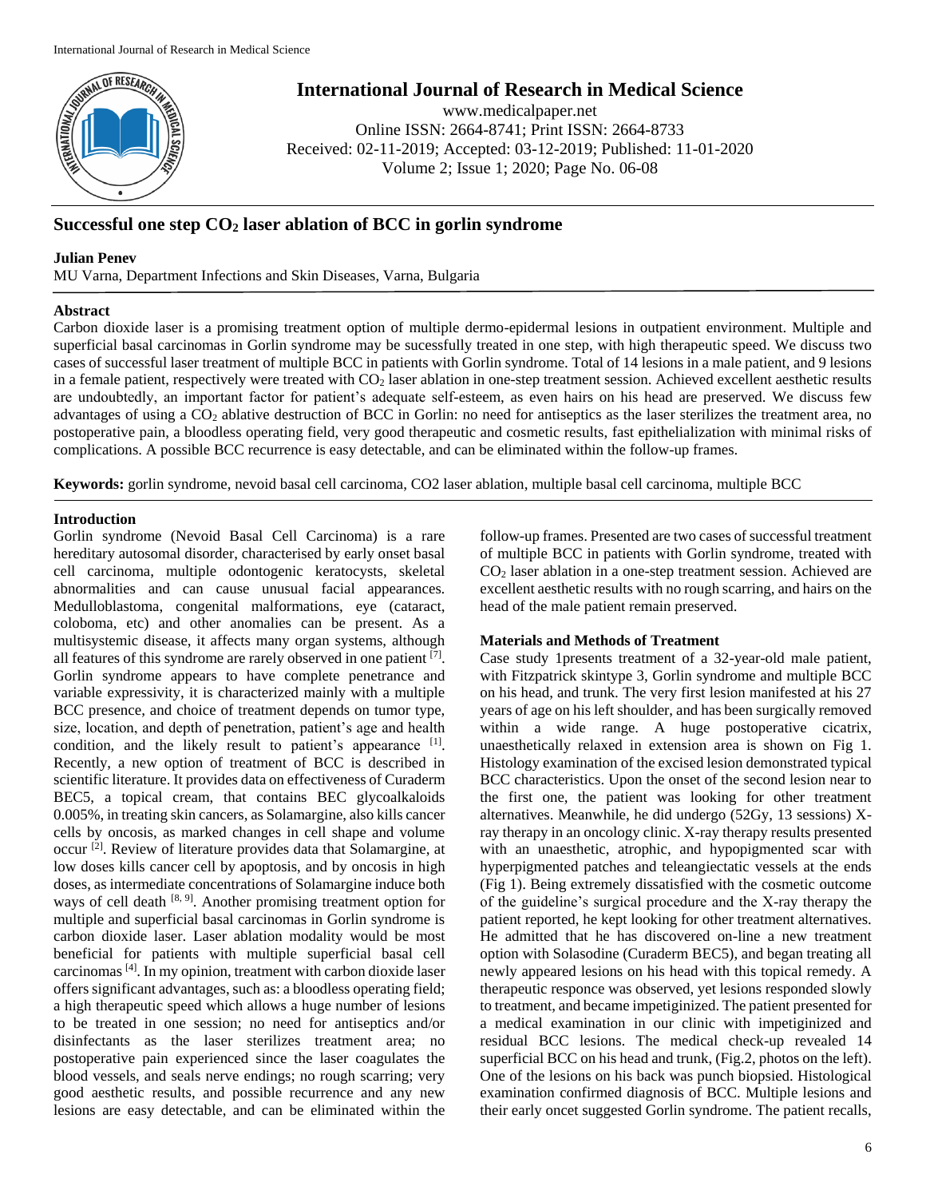# International Journal of Research in Medical Science

www.medicalpaper.net
Online ISSN: 2664-8741; Print ISSN: 2664-8733
Received: 02-11-2019; Accepted: 03-12-2019; Published: 11-01-2020
Volume 2; Issue 1; 2020; Page No. 06-08

## Successful one step $CO_2$ laser ablation of BCC in gorlin syndrome

**Julian Penev**

MU Varna, Department Infections and Skin Diseases, Varna, Bulgaria

### Abstract

Carbon dioxide laser is a promising treatment option of multiple dermo-epidermal lesions in outpatient environment. Multiple and superficial basal carcinomas in Gorlin syndrome may be sucessfully treated in one step, with high therapeutic speed. We discuss two cases of successful laser treatment of multiple BCC in patients with Gorlin syndrome. Total of 14 lesions in a male patient, and 9 lesions in a female patient, respectively were treated with $CO_2$ laser ablation in one-step treatment session. Achieved excellent aesthetic results are undoubtedly, an important factor for patient's adequate self-esteem, as even hairs on his head are preserved. We discuss few advantages of using a $CO_2$ ablative destruction of BCC in Gorlin: no need for antiseptics as the laser sterilizes the treatment area, no postoperative pain, a bloodless operating field, very good therapeutic and cosmetic results, fast epithelialization with minimal risks of complications. A possible BCC recurrence is easy detectable, and can be eliminated within the follow-up frames.

**Keywords:** gorlin syndrome, nevoid basal cell carcinoma, CO2 laser ablation, multiple basal cell carcinoma, multiple BCC

### Introduction

Gorlin syndrome (Nevoid Basal Cell Carcinoma) is a rare hereditary autosomal disorder, characterised by early onset basal cell carcinoma, multiple odontogenic keratocysts, skeletal abnormalities and can cause unusual facial appearances. Medulloblastoma, congenital malformations, eye (cataract, coloboma, etc) and other anomalies can be present. As a multisystemic disease, it affects many organ systems, although all features of this syndrome are rarely observed in one patient [7]. Gorlin syndrome appears to have complete penetrance and variable expressivity, it is characterized mainly with a multiple BCC presence, and choice of treatment depends on tumor type, size, location, and depth of penetration, patient's age and health condition, and the likely result to patient's appearance [1]. Recently, a new option of treatment of BCC is described in scientific literature. It provides data on effectiveness of Curaderm BEC5, a topical cream, that contains BEC glycoalkaloids 0.005%, in treating skin cancers, as Solamargine, also kills cancer cells by oncosis, as marked changes in cell shape and volume occur [2]. Review of literature provides data that Solamargine, at low doses kills cancer cell by apoptosis, and by oncosis in high doses, as intermediate concentrations of Solamargine induce both ways of cell death [8, 9]. Another promising treatment option for multiple and superficial basal carcinomas in Gorlin syndrome is carbon dioxide laser. Laser ablation modality would be most beneficial for patients with multiple superficial basal cell carcinomas [4]. In my opinion, treatment with carbon dioxide laser offers significant advantages, such as: a bloodless operating field; a high therapeutic speed which allows a huge number of lesions to be treated in one session; no need for antiseptics and/or disinfectants as the laser sterilizes treatment area; no postoperative pain experienced since the laser coagulates the blood vessels, and seals nerve endings; no rough scarring; very good aesthetic results, and possible recurrence and any new lesions are easy detectable, and can be eliminated within the follow-up frames. Presented are two cases of successful treatment of multiple BCC in patients with Gorlin syndrome, treated with $CO_2$ laser ablation in a one-step treatment session. Achieved are excellent aesthetic results with no rough scarring, and hairs on the head of the male patient remain preserved.

### Materials and Methods of Treatment

Case study 1presents treatment of a 32-year-old male patient, with Fitzpatrick skintype 3, Gorlin syndrome and multiple BCC on his head, and trunk. The very first lesion manifested at his 27 years of age on his left shoulder, and has been surgically removed within a wide range. A huge postoperative cicatrix, unaesthetically relaxed in extension area is shown on Fig 1. Histology examination of the excised lesion demonstrated typical BCC characteristics. Upon the onset of the second lesion near to the first one, the patient was looking for other treatment alternatives. Meanwhile, he did undergo (52Gy, 13 sessions) X-ray therapy in an oncology clinic. X-ray therapy results presented with an unaesthetic, atrophic, and hypopigmented scar with hyperpigmented patches and teleangiectatic vessels at the ends (Fig 1). Being extremely dissatisfied with the cosmetic outcome of the guideline's surgical procedure and the X-ray therapy the patient reported, he kept looking for other treatment alternatives. He admitted that he has discovered on-line a new treatment option with Solasodine (Curaderm BEC5), and began treating all newly appeared lesions on his head with this topical remedy. A therapeutic responce was observed, yet lesions responded slowly to treatment, and became impetiginized. The patient presented for a medical examination in our clinic with impetiginized and residual BCC lesions. The medical check-up revealed 14 superficial BCC on his head and trunk, (Fig.2, photos on the left). One of the lesions on his back was punch biopsied. Histological examination confirmed diagnosis of BCC. Multiple lesions and their early oncet suggested Gorlin syndrome. The patient recalls,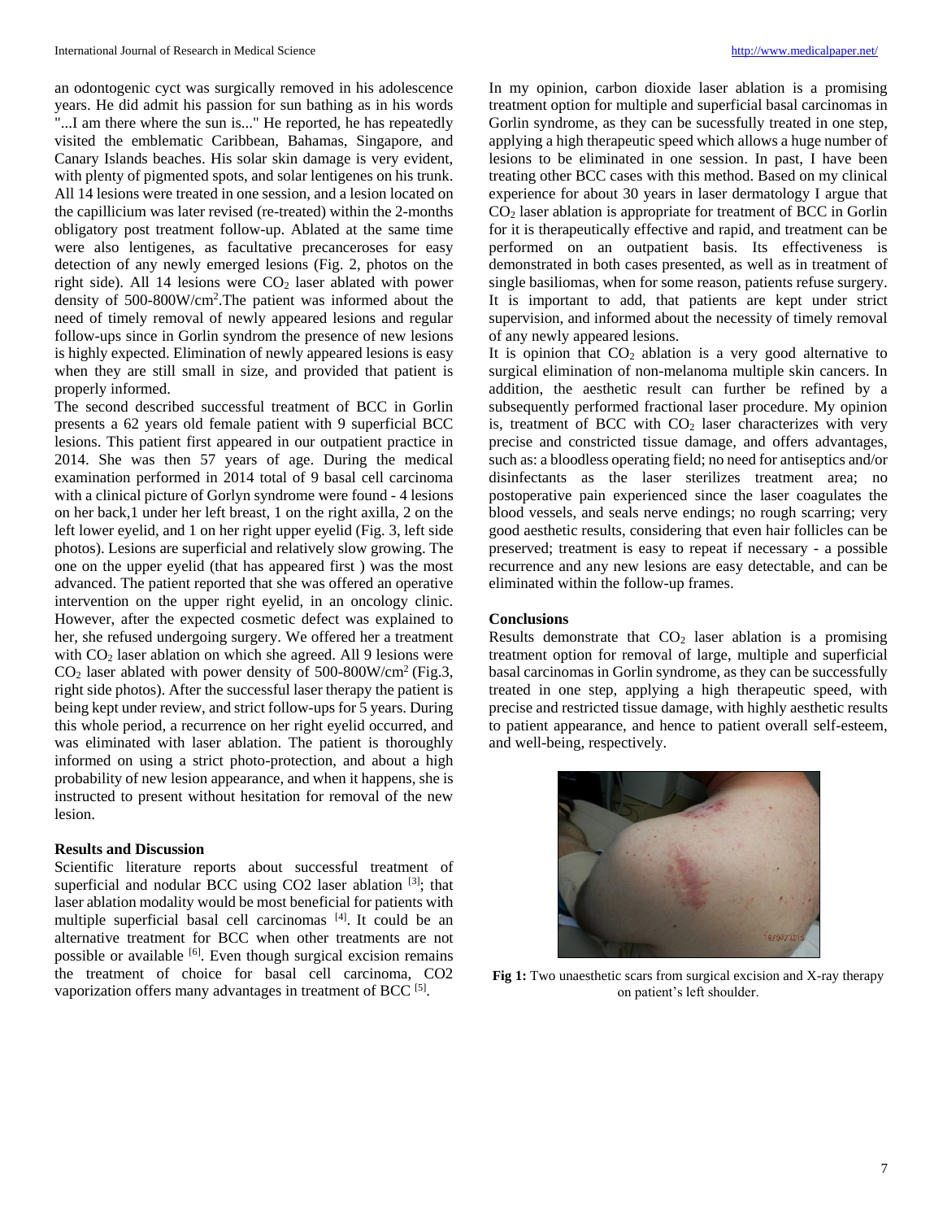an odontogenic cyct was surgically removed in his adolescence years. He did admit his passion for sun bathing as in his words "...I am there where the sun is..." He reported, he has repeatedly visited the emblematic Caribbean, Bahamas, Singapore, and Canary Islands beaches. His solar skin damage is very evident, with plenty of pigmented spots, and solar lentigenes on his trunk. All 14 lesions were treated in one session, and a lesion located on the capillicium was later revised (re-treated) within the 2-months obligatory post treatment follow-up. Ablated at the same time were also lentigenes, as facultative precanceroses for easy detection of any newly emerged lesions (Fig. 2, photos on the right side). All 14 lesions were $CO_2$ laser ablated with power density of 500-800W/cm$^2$.The patient was informed about the need of timely removal of newly appeared lesions and regular follow-ups since in Gorlin syndrom the presence of new lesions is highly expected. Elimination of newly appeared lesions is easy when they are still small in size, and provided that patient is properly informed.

The second described successful treatment of BCC in Gorlin presents a 62 years old female patient with 9 superficial BCC lesions. This patient first appeared in our outpatient practice in 2014. She was then 57 years of age. During the medical examination performed in 2014 total of 9 basal cell carcinoma with a clinical picture of Gorlyn syndrome were found - 4 lesions on her back,1 under her left breast, 1 on the right axilla, 2 on the left lower eyelid, and 1 on her right upper eyelid (Fig. 3, left side photos). Lesions are superficial and relatively slow growing. The one on the upper eyelid (that has appeared first ) was the most advanced. The patient reported that she was offered an operative intervention on the upper right eyelid, in an oncology clinic. However, after the expected cosmetic defect was explained to her, she refused undergoing surgery. We offered her a treatment with $CO_2$ laser ablation on which she agreed. All 9 lesions were $CO_2$ laser ablated with power density of 500-800W/cm$^2$ (Fig.3, right side photos). After the successful laser therapy the patient is being kept under review, and strict follow-ups for 5 years. During this whole period, a recurrence on her right eyelid occurred, and was eliminated with laser ablation. The patient is thoroughly informed on using a strict photo-protection, and about a high probability of new lesion appearance, and when it happens, she is instructed to present without hesitation for removal of the new lesion.

## Results and Discussion

Scientific literature reports about successful treatment of superficial and nodular BCC using CO2 laser ablation [3]; that laser ablation modality would be most beneficial for patients with multiple superficial basal cell carcinomas [4]. It could be an alternative treatment for BCC when other treatments are not possible or available [6]. Even though surgical excision remains the treatment of choice for basal cell carcinoma, CO2 vaporization offers many advantages in treatment of BCC [5].

In my opinion, carbon dioxide laser ablation is a promising treatment option for multiple and superficial basal carcinomas in Gorlin syndrome, as they can be sucessfully treated in one step, applying a high therapeutic speed which allows a huge number of lesions to be eliminated in one session. In past, I have been treating other BCC cases with this method. Based on my clinical experience for about 30 years in laser dermatology I argue that $CO_2$ laser ablation is appropriate for treatment of BCC in Gorlin for it is therapeutically effective and rapid, and treatment can be performed on an outpatient basis. Its effectiveness is demonstrated in both cases presented, as well as in treatment of single basiliomas, when for some reason, patients refuse surgery. It is important to add, that patients are kept under strict supervision, and informed about the necessity of timely removal of any newly appeared lesions.

It is opinion that $CO_2$ ablation is a very good alternative to surgical elimination of non-melanoma multiple skin cancers. In addition, the aesthetic result can further be refined by a subsequently performed fractional laser procedure. My opinion is, treatment of BCC with $CO_2$ laser characterizes with very precise and constricted tissue damage, and offers advantages, such as: a bloodless operating field; no need for antiseptics and/or disinfectants as the laser sterilizes treatment area; no postoperative pain experienced since the laser coagulates the blood vessels, and seals nerve endings; no rough scarring; very good aesthetic results, considering that even hair follicles can be preserved; treatment is easy to repeat if necessary - a possible recurrence and any new lesions are easy detectable, and can be eliminated within the follow-up frames.

## Conclusions

Results demonstrate that $CO_2$ laser ablation is a promising treatment option for removal of large, multiple and superficial basal carcinomas in Gorlin syndrome, as they can be successfully treated in one step, applying a high therapeutic speed, with precise and restricted tissue damage, with highly aesthetic results to patient appearance, and hence to patient overall self-esteem, and well-being, respectively.

**Fig 1:** Two unaesthetic scars from surgical excision and X-ray therapy on patient's left shoulder.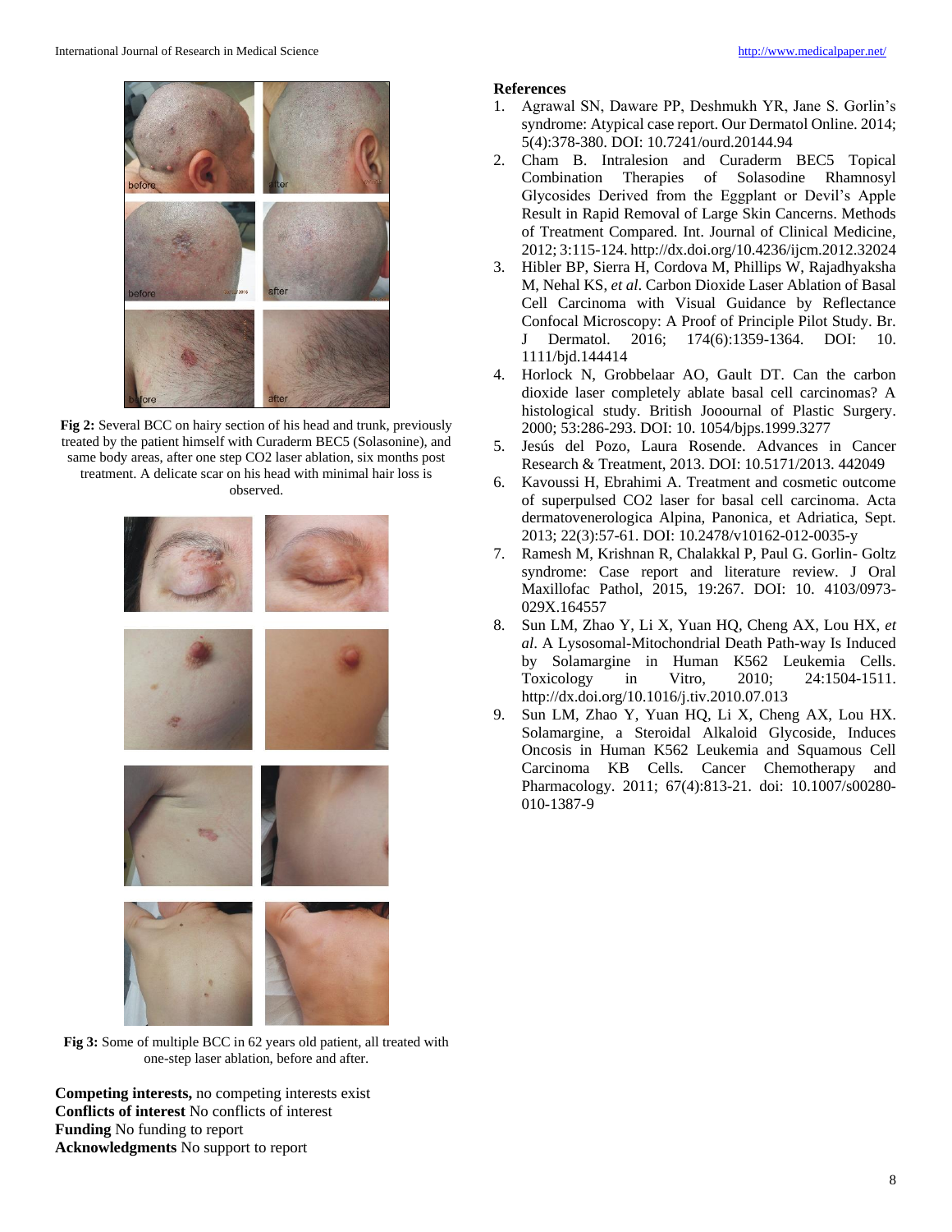Fig 2: Several BCC on hairy section of his head and trunk, previously treated by the patient himself with Curaderm BEC5 (Solasonine), and same body areas, after one step CO2 laser ablation, six months post treatment. A delicate scar on his head with minimal hair loss is observed.

**Fig 3:** Some of multiple BCC in 62 years old patient, all treated with one-step laser ablation, before and after.

**Competing interests,** no competing interests exist
**Conflicts of interest** No conflicts of interest
**Funding** No funding to report
**Acknowledgments** No support to report

## References

1. Agrawal SN, Daware PP, Deshmukh YR, Jane S. Gorlin's syndrome: Atypical case report. Our Dermatol Online. 2014; 5(4):378-380. DOI: 10.7241/ourd.20144.94
2. Cham B. Intralesion and Curaderm BEC5 Topical Combination Therapies of Solasodine Rhamnosyl Glycosides Derived from the Eggplant or Devil's Apple Result in Rapid Removal of Large Skin Cancers. Methods of Treatment Compared. Int. Journal of Clinical Medicine, 2012; 3:115-124. http://dx.doi.org/10.4236/ijcm.2012.32024
3. Hibler BP, Sierra H, Cordova M, Phillips W, Rajadhyaksha M, Nehal KS, *et al*. Carbon Dioxide Laser Ablation of Basal Cell Carcinoma with Visual Guidance by Reflectance Confocal Microscopy: A Proof of Principle Pilot Study. Br. J Dermatol. 2016; 174(6):1359-1364. DOI: 10. 1111/bjd.144414
4. Horlock N, Grobbelaar AO, Gault DT. Can the carbon dioxide laser completely ablate basal cell carcinomas? A histological study. British Jooournal of Plastic Surgery. 2000; 53:286-293. DOI: 10. 1054/bjps.1999.3277
5. Jesús del Pozo, Laura Rosende. Advances in Cancer Research & Treatment, 2013. DOI: 10.5171/2013. 442049
6. Kavoussi H, Ebrahimi A. Treatment and cosmetic outcome of superpulsed CO2 laser for basal cell carcinoma. Acta dermatovenerologica Alpina, Panonica, et Adriatica, Sept. 2013; 22(3):57-61. DOI: 10.2478/v10162-012-0035-y
7. Ramesh M, Krishnan R, Chalakkal P, Paul G. Gorlin- Goltz syndrome: Case report and literature review. J Oral Maxillofac Pathol, 2015, 19:267. DOI: 10. 4103/0973-029X.164557
8. Sun LM, Zhao Y, Li X, Yuan HQ, Cheng AX, Lou HX, *et al*. A Lysosomal-Mitochondrial Death Path-way Is Induced by Solamargine in Human K562 Leukemia Cells. Toxicology in Vitro, 2010; 24:1504-1511. http://dx.doi.org/10.1016/j.tiv.2010.07.013
9. Sun LM, Zhao Y, Yuan HQ, Li X, Cheng AX, Lou HX. Solamargine, a Steroidal Alkaloid Glycoside, Induces Oncosis in Human K562 Leukemia and Squamous Cell Carcinoma KB Cells. Cancer Chemotherapy and Pharmacology. 2011; 67(4):813-21. doi: 10.1007/s00280-010-1387-9